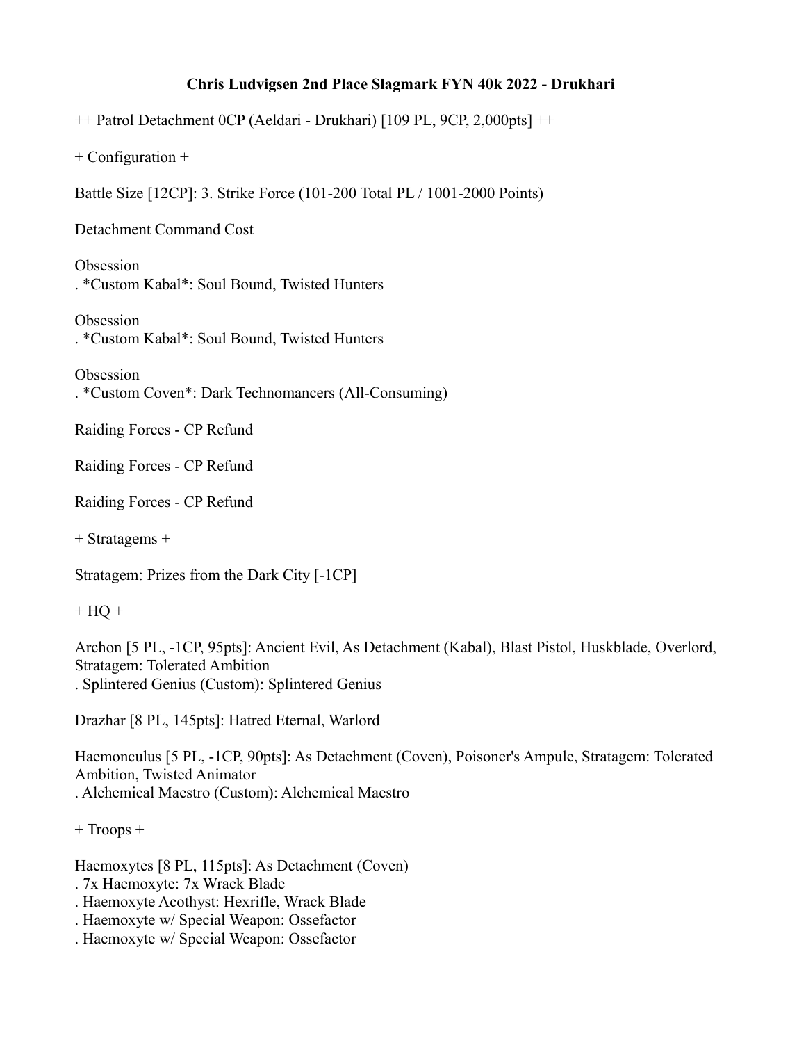# Chris Ludvigsen 2nd Place Slagmark FYN 40k 2022 - Drukhari

++ Patrol Detachment 0CP (Aeldari - Drukhari) [109 PL, 9CP, 2,000pts] ++

+ Configuration +

Battle Size [12CP]: 3. Strike Force (101-200 Total PL / 1001-2000 Points)

Detachment Command Cost

Obsession
. *Custom Kabal*: Soul Bound, Twisted Hunters

Obsession
. *Custom Kabal*: Soul Bound, Twisted Hunters

Obsession
. *Custom Coven*: Dark Technomancers (All-Consuming)

Raiding Forces - CP Refund

Raiding Forces - CP Refund

Raiding Forces - CP Refund

+ Stratagems +

Stratagem: Prizes from the Dark City [-1CP]

+ HQ +

Archon [5 PL, -1CP, 95pts]: Ancient Evil, As Detachment (Kabal), Blast Pistol, Huskblade, Overlord, Stratagem: Tolerated Ambition
. Splintered Genius (Custom): Splintered Genius

Drazhar [8 PL, 145pts]: Hatred Eternal, Warlord

Haemonculus [5 PL, -1CP, 90pts]: As Detachment (Coven), Poisoner's Ampule, Stratagem: Tolerated Ambition, Twisted Animator
. Alchemical Maestro (Custom): Alchemical Maestro

+ Troops +

Haemoxytes [8 PL, 115pts]: As Detachment (Coven)
. 7x Haemoxyte: 7x Wrack Blade
. Haemoxyte Acothyst: Hexrifle, Wrack Blade
. Haemoxyte w/ Special Weapon: Ossefactor
. Haemoxyte w/ Special Weapon: Ossefactor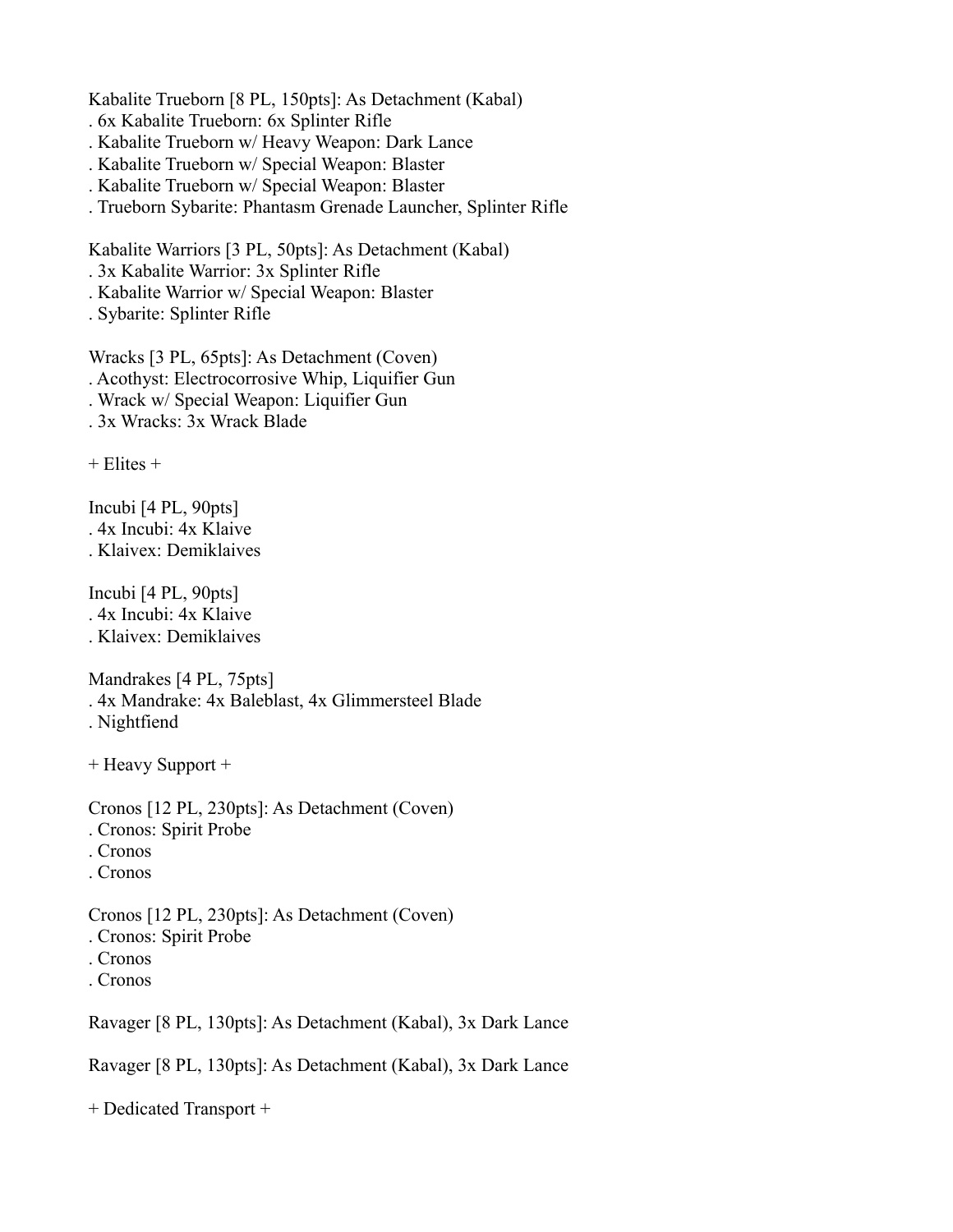Kabalite Trueborn [8 PL, 150pts]: As Detachment (Kabal)
. 6x Kabalite Trueborn: 6x Splinter Rifle
. Kabalite Trueborn w/ Heavy Weapon: Dark Lance
. Kabalite Trueborn w/ Special Weapon: Blaster
. Kabalite Trueborn w/ Special Weapon: Blaster
. Trueborn Sybarite: Phantasm Grenade Launcher, Splinter Rifle

Kabalite Warriors [3 PL, 50pts]: As Detachment (Kabal)
. 3x Kabalite Warrior: 3x Splinter Rifle
. Kabalite Warrior w/ Special Weapon: Blaster
. Sybarite: Splinter Rifle

Wracks [3 PL, 65pts]: As Detachment (Coven)
. Acothyst: Electrocorrosive Whip, Liquifier Gun
. Wrack w/ Special Weapon: Liquifier Gun
. 3x Wracks: 3x Wrack Blade

+ Elites +

Incubi [4 PL, 90pts]
. 4x Incubi: 4x Klaive
. Klaivex: Demiklaives

Incubi [4 PL, 90pts]
. 4x Incubi: 4x Klaive
. Klaivex: Demiklaives

Mandrakes [4 PL, 75pts]
. 4x Mandrake: 4x Baleblast, 4x Glimmersteel Blade
. Nightfiend

+ Heavy Support +

Cronos [12 PL, 230pts]: As Detachment (Coven)
. Cronos: Spirit Probe
. Cronos
. Cronos

Cronos [12 PL, 230pts]: As Detachment (Coven)
. Cronos: Spirit Probe
. Cronos
. Cronos

Ravager [8 PL, 130pts]: As Detachment (Kabal), 3x Dark Lance

Ravager [8 PL, 130pts]: As Detachment (Kabal), 3x Dark Lance

+ Dedicated Transport +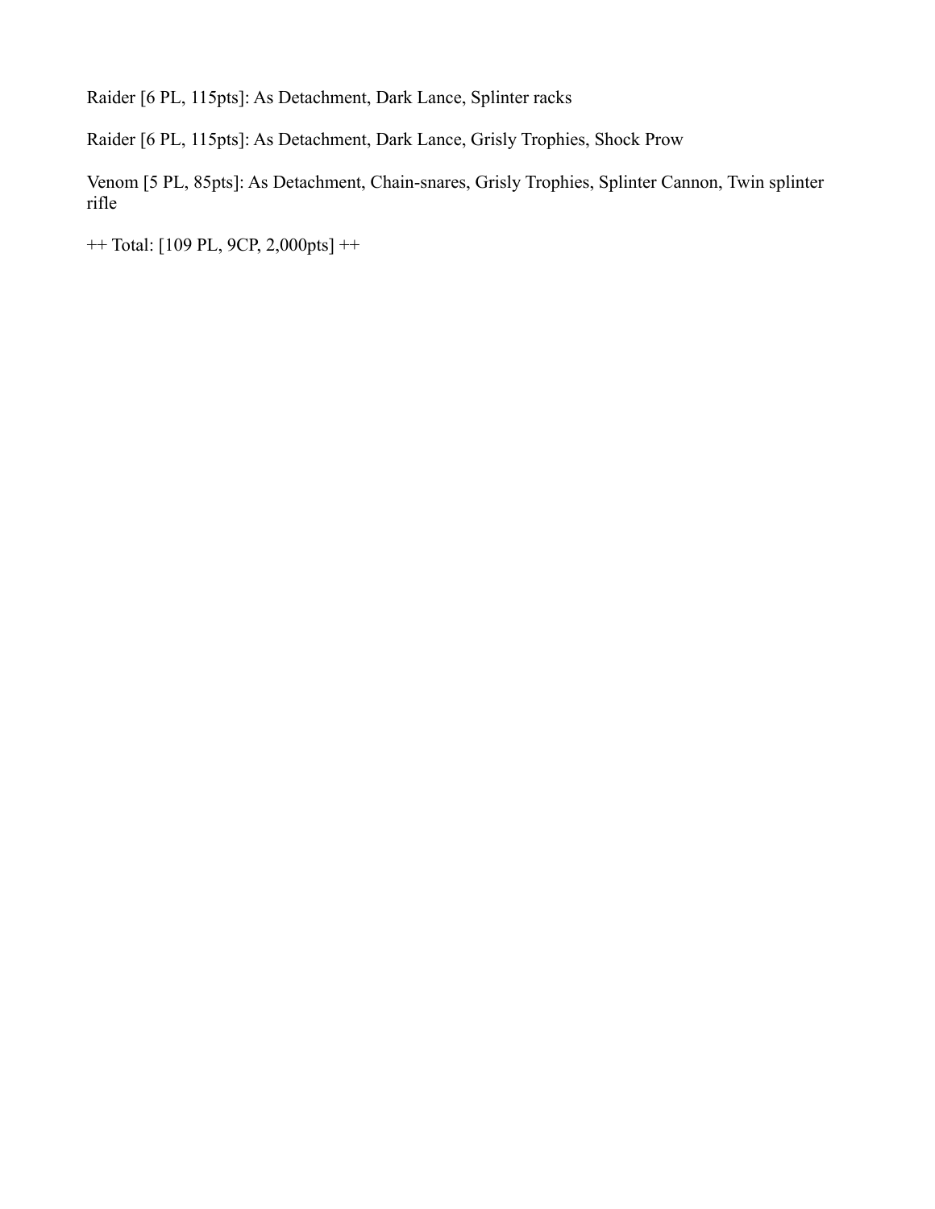Raider [6 PL, 115pts]: As Detachment, Dark Lance, Splinter racks

Raider [6 PL, 115pts]: As Detachment, Dark Lance, Grisly Trophies, Shock Prow

Venom [5 PL, 85pts]: As Detachment, Chain-snares, Grisly Trophies, Splinter Cannon, Twin splinter rifle

++ Total: [109 PL, 9CP, 2,000pts] ++